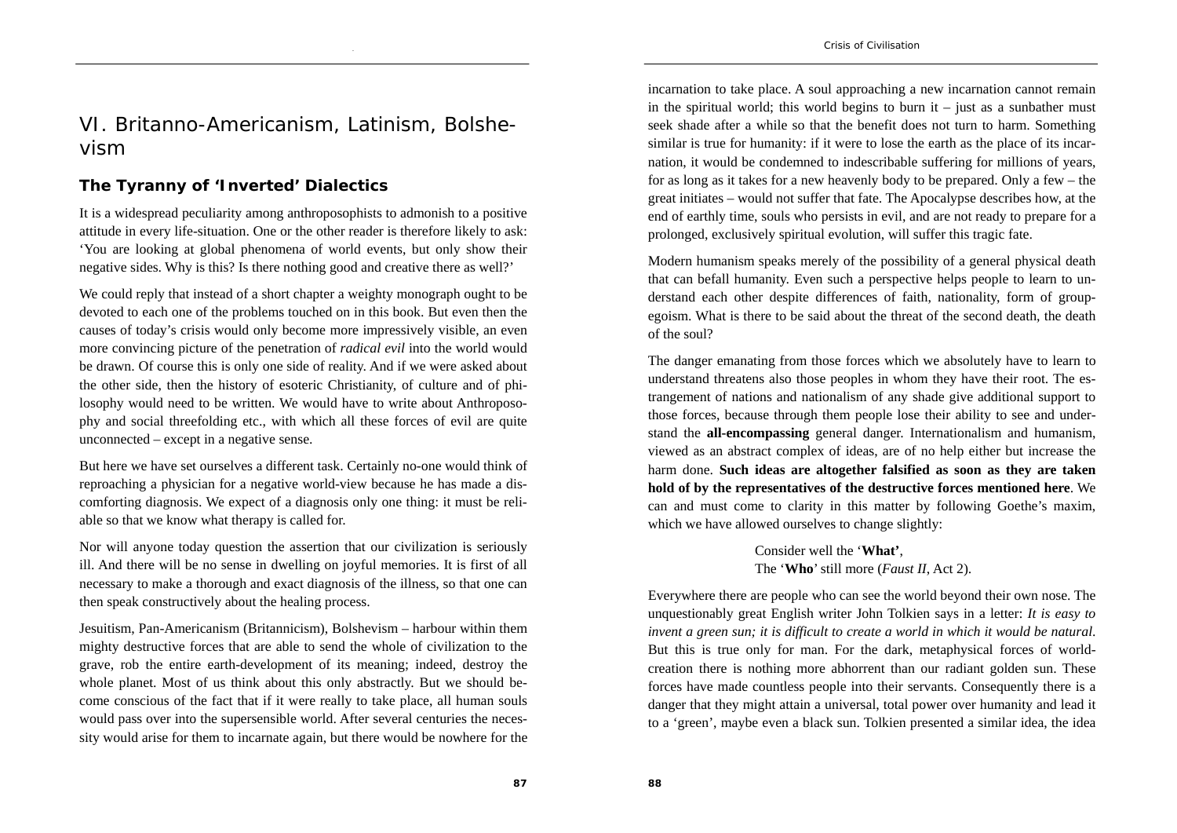# VI. Britanno-Americanism, Latinism, Bolshevism

## The Tyranny of 'Inverted' Dialectics

It is a widespread peculiarity among anthroposophists to admonish to a positive attitude in every life-situation. One or the other reader is therefore likely to ask: 'You are looking at global phenomena of world events, but only show their negative sides. Why is this? Is there nothing good and creative there as well?'

We could reply that instead of a short chapter a weighty monograph ought to be devoted to each one of the problems touched on in this book. But even then the causes of today's crisis would only become more impressively visible, an even more convincing picture of the penetration of *radical evil* into the world would be drawn. Of course this is only one side of reality. And if we were asked about the other side, then the history of esoteric Christianity, of culture and of philosophy would need to be written. We would have to write about Anthroposophy and social threefolding etc., with which all these forces of evil are quite unconnected – except in a negative sense.

But here we have set ourselves a different task. Certainly no-one would think of reproaching a physician for a negative world-view because he has made a discomforting diagnosis. We expect of a diagnosis only one thing: it must be reliable so that we know what therapy is called for.

Nor will anyone today question the assertion that our civilization is seriously ill. And there will be no sense in dwelling on joyful memories. It is first of all necessary to make a thorough and exact diagnosis of the illness, so that one can then speak constructively about the healing process.

Jesuitism, Pan-Americanism (Britannicism), Bolshevism – harbour within them mighty destructive forces that are able to send the whole of civilization to the grave, rob the entire earth-development of its meaning; indeed, destroy the whole planet. Most of us think about this only abstractly. But we should become conscious of the fact that if it were really to take place, all human souls would pass over into the supersensible world. After several centuries the necessity would arise for them to incarnate again, but there would be nowhere for the incarnation to take place. A soul approaching a new incarnation cannot remain in the spiritual world; this world begins to burn it – just as a sunbather must seek shade after a while so that the benefit does not turn to harm. Something similar is true for humanity: if it were to lose the earth as the place of its incarnation, it would be condemned to indescribable suffering for millions of years, for as long as it takes for a new heavenly body to be prepared. Only a few – the great initiates – would not suffer that fate. The Apocalypse describes how, at the end of earthly time, souls who persists in evil, and are not ready to prepare for a prolonged, exclusively spiritual evolution, will suffer this tragic fate.

Modern humanism speaks merely of the possibility of a general physical death that can befall humanity. Even such a perspective helps people to learn to understand each other despite differences of faith, nationality, form of group-egoism. What is there to be said about the threat of the second death, the death of the soul?

The danger emanating from those forces which we absolutely have to learn to understand threatens also those peoples in whom they have their root. The estrangement of nations and nationalism of any shade give additional support to those forces, because through them people lose their ability to see and understand the **all-encompassing** general danger. Internationalism and humanism, viewed as an abstract complex of ideas, are of no help either but increase the harm done. **Such ideas are altogether falsified as soon as they are taken hold of by the representatives of the destructive forces mentioned here**. We can and must come to clarity in this matter by following Goethe's maxim, which we have allowed ourselves to change slightly:

> Consider well the '**What'**,
> The '**Who**' still more (*Faust II*, Act 2).

Everywhere there are people who can see the world beyond their own nose. The unquestionably great English writer John Tolkien says in a letter: *It is easy to invent a green sun; it is difficult to create a world in which it would be natural*. But this is true only for man. For the dark, metaphysical forces of world-creation there is nothing more abhorrent than our radiant golden sun. These forces have made countless people into their servants. Consequently there is a danger that they might attain a universal, total power over humanity and lead it to a 'green', maybe even a black sun. Tolkien presented a similar idea, the idea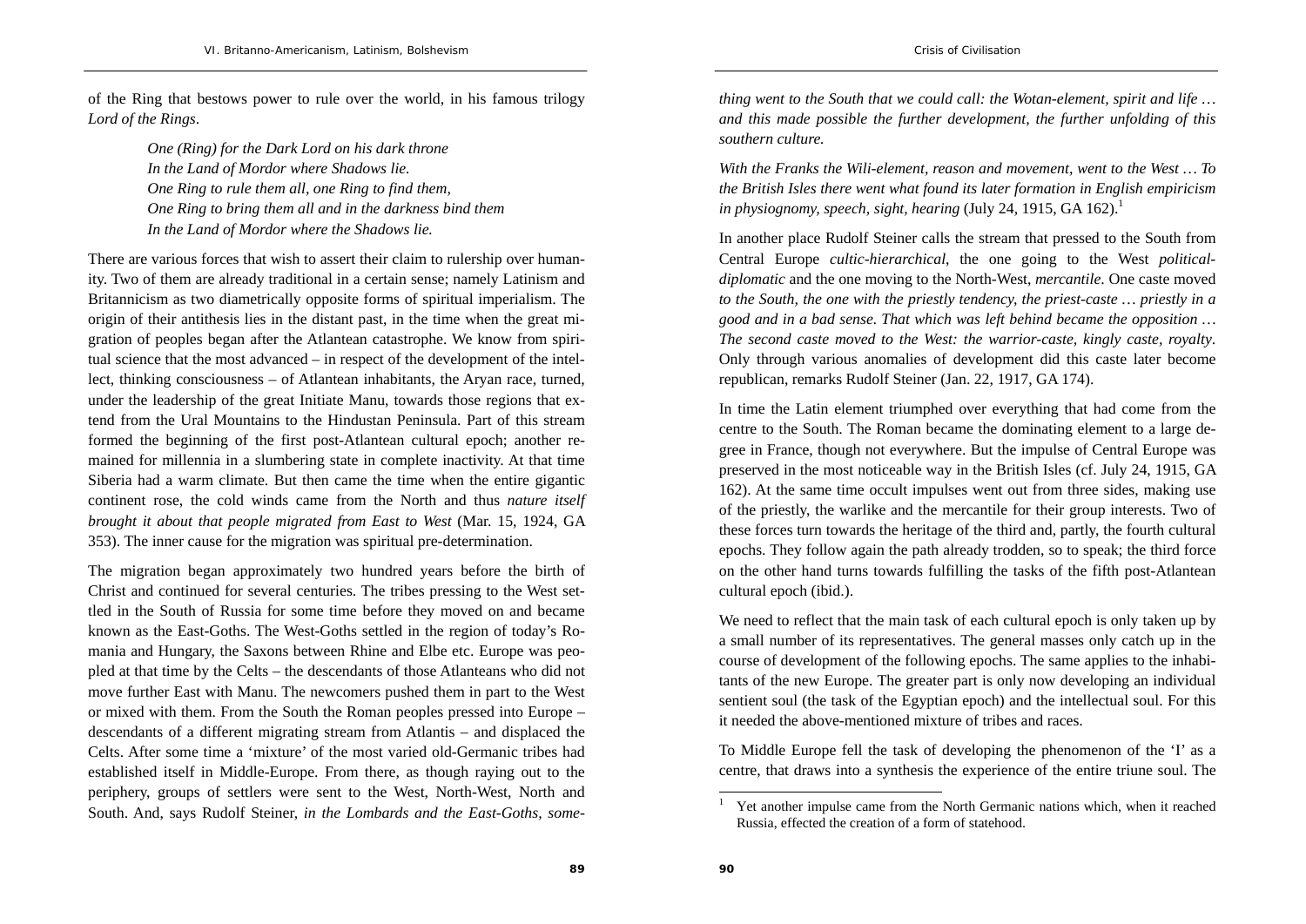of the Ring that bestows power to rule over the world, in his famous trilogy *Lord of the Rings*.

> *One (Ring) for the Dark Lord on his dark throne*
> *In the Land of Mordor where Shadows lie.*
> *One Ring to rule them all, one Ring to find them,*
> *One Ring to bring them all and in the darkness bind them*
> *In the Land of Mordor where the Shadows lie.*

There are various forces that wish to assert their claim to rulership over humanity. Two of them are already traditional in a certain sense; namely Latinism and Britannicism as two diametrically opposite forms of spiritual imperialism. The origin of their antithesis lies in the distant past, in the time when the great migration of peoples began after the Atlantean catastrophe. We know from spiritual science that the most advanced – in respect of the development of the intellect, thinking consciousness – of Atlantean inhabitants, the Aryan race, turned, under the leadership of the great Initiate Manu, towards those regions that extend from the Ural Mountains to the Hindustan Peninsula. Part of this stream formed the beginning of the first post-Atlantean cultural epoch; another remained for millennia in a slumbering state in complete inactivity. At that time Siberia had a warm climate. But then came the time when the entire gigantic continent rose, the cold winds came from the North and thus *nature itself brought it about that people migrated from East to West* (Mar. 15, 1924, GA 353). The inner cause for the migration was spiritual pre-determination.

The migration began approximately two hundred years before the birth of Christ and continued for several centuries. The tribes pressing to the West settled in the South of Russia for some time before they moved on and became known as the East-Goths. The West-Goths settled in the region of today's Romania and Hungary, the Saxons between Rhine and Elbe etc. Europe was peopled at that time by the Celts – the descendants of those Atlanteans who did not move further East with Manu. The newcomers pushed them in part to the West or mixed with them. From the South the Roman peoples pressed into Europe – descendants of a different migrating stream from Atlantis – and displaced the Celts. After some time a 'mixture' of the most varied old-Germanic tribes had established itself in Middle-Europe. From there, as though raying out to the periphery, groups of settlers were sent to the West, North-West, North and South. And, says Rudolf Steiner, *in the Lombards and the East-Goths, something went to the South that we could call: the Wotan-element, spirit and life … and this made possible the further development, the further unfolding of this southern culture.*

*With the Franks the Wili-element, reason and movement, went to the West … To the British Isles there went what found its later formation in English empiricism in physiognomy, speech, sight, hearing* (July 24, 1915, GA 162).[1]

In another place Rudolf Steiner calls the stream that pressed to the South from Central Europe *cultic-hierarchical*, the one going to the West *political-diplomatic* and the one moving to the North-West, *mercantile*. One caste moved *to the South, the one with the priestly tendency, the priest-caste … priestly in a good and in a bad sense. That which was left behind became the opposition … The second caste moved to the West: the warrior-caste, kingly caste, royalty*. Only through various anomalies of development did this caste later become republican, remarks Rudolf Steiner (Jan. 22, 1917, GA 174).

In time the Latin element triumphed over everything that had come from the centre to the South. The Roman became the dominating element to a large degree in France, though not everywhere. But the impulse of Central Europe was preserved in the most noticeable way in the British Isles (cf. July 24, 1915, GA 162). At the same time occult impulses went out from three sides, making use of the priestly, the warlike and the mercantile for their group interests. Two of these forces turn towards the heritage of the third and, partly, the fourth cultural epochs. They follow again the path already trodden, so to speak; the third force on the other hand turns towards fulfilling the tasks of the fifth post-Atlantean cultural epoch (ibid.).

We need to reflect that the main task of each cultural epoch is only taken up by a small number of its representatives. The general masses only catch up in the course of development of the following epochs. The same applies to the inhabitants of the new Europe. The greater part is only now developing an individual sentient soul (the task of the Egyptian epoch) and the intellectual soul. For this it needed the above-mentioned mixture of tribes and races.

To Middle Europe fell the task of developing the phenomenon of the 'I' as a centre, that draws into a synthesis the experience of the entire triune soul. The

[1] Yet another impulse came from the North Germanic nations which, when it reached Russia, effected the creation of a form of statehood.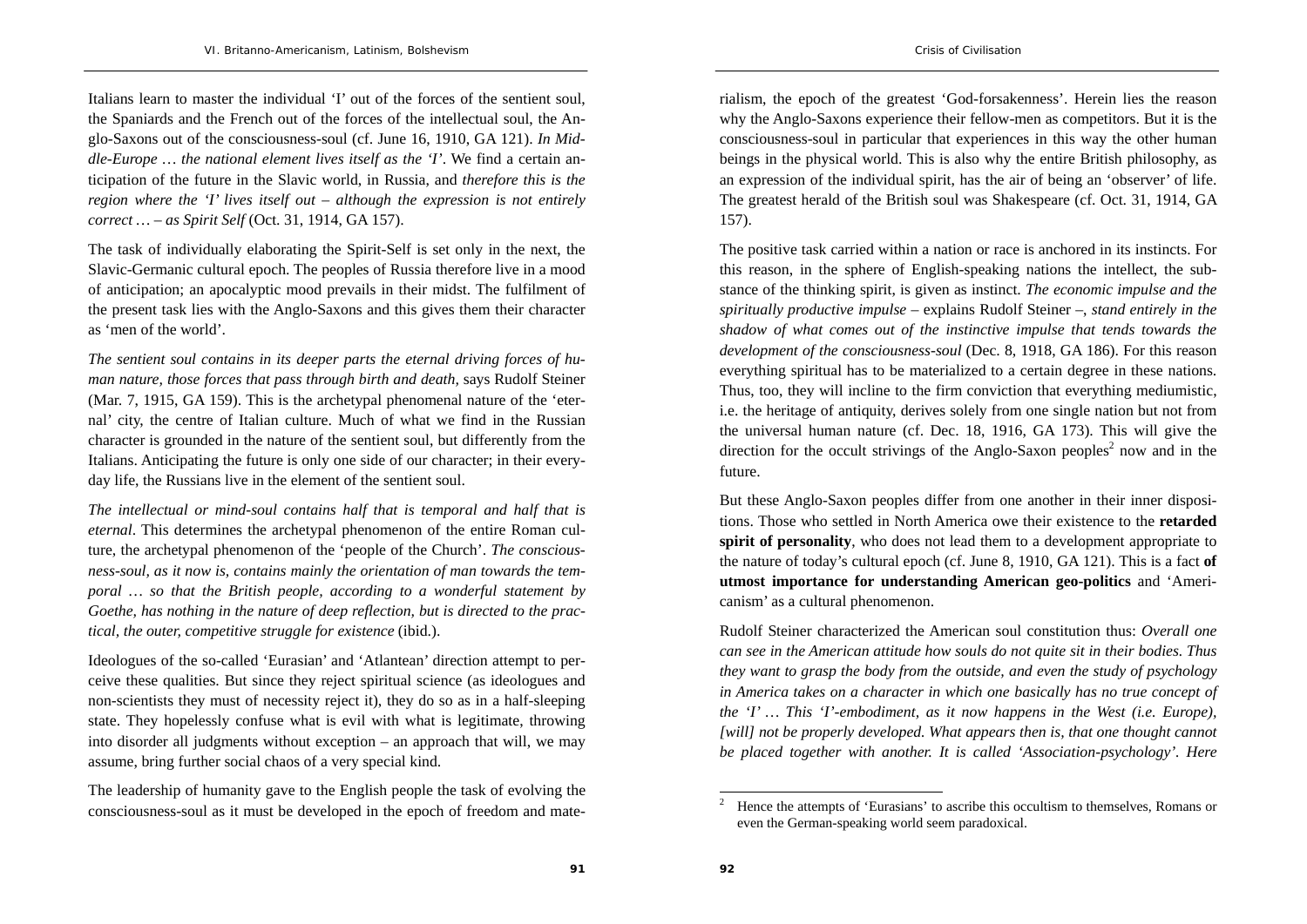Italians learn to master the individual 'I' out of the forces of the sentient soul, the Spaniards and the French out of the forces of the intellectual soul, the Anglo-Saxons out of the consciousness-soul (cf. June 16, 1910, GA 121). *In Middle-Europe … the national element lives itself as the 'I'*. We find a certain anticipation of the future in the Slavic world, in Russia, and *therefore this is the region where the 'I' lives itself out – although the expression is not entirely correct … – as Spirit Self* (Oct. 31, 1914, GA 157).

The task of individually elaborating the Spirit-Self is set only in the next, the Slavic-Germanic cultural epoch. The peoples of Russia therefore live in a mood of anticipation; an apocalyptic mood prevails in their midst. The fulfilment of the present task lies with the Anglo-Saxons and this gives them their character as 'men of the world'.

*The sentient soul contains in its deeper parts the eternal driving forces of human nature, those forces that pass through birth and death,* says Rudolf Steiner (Mar. 7, 1915, GA 159). This is the archetypal phenomenal nature of the 'eternal' city, the centre of Italian culture. Much of what we find in the Russian character is grounded in the nature of the sentient soul, but differently from the Italians. Anticipating the future is only one side of our character; in their everyday life, the Russians live in the element of the sentient soul.

*The intellectual or mind-soul contains half that is temporal and half that is eternal*. This determines the archetypal phenomenon of the entire Roman culture, the archetypal phenomenon of the 'people of the Church'. *The consciousness-soul, as it now is, contains mainly the orientation of man towards the temporal … so that the British people, according to a wonderful statement by Goethe, has nothing in the nature of deep reflection, but is directed to the practical, the outer, competitive struggle for existence* (ibid.).

Ideologues of the so-called 'Eurasian' and 'Atlantean' direction attempt to perceive these qualities. But since they reject spiritual science (as ideologues and non-scientists they must of necessity reject it), they do so as in a half-sleeping state. They hopelessly confuse what is evil with what is legitimate, throwing into disorder all judgments without exception – an approach that will, we may assume, bring further social chaos of a very special kind.

The leadership of humanity gave to the English people the task of evolving the consciousness-soul as it must be developed in the epoch of freedom and materialism, the epoch of the greatest 'God-forsakenness'. Herein lies the reason why the Anglo-Saxons experience their fellow-men as competitors. But it is the consciousness-soul in particular that experiences in this way the other human beings in the physical world. This is also why the entire British philosophy, as an expression of the individual spirit, has the air of being an 'observer' of life. The greatest herald of the British soul was Shakespeare (cf. Oct. 31, 1914, GA 157).

The positive task carried within a nation or race is anchored in its instincts. For this reason, in the sphere of English-speaking nations the intellect, the substance of the thinking spirit, is given as instinct. *The economic impulse and the spiritually productive impulse* – explains Rudolf Steiner –, *stand entirely in the shadow of what comes out of the instinctive impulse that tends towards the development of the consciousness-soul* (Dec. 8, 1918, GA 186). For this reason everything spiritual has to be materialized to a certain degree in these nations. Thus, too, they will incline to the firm conviction that everything mediumistic, i.e. the heritage of antiquity, derives solely from one single nation but not from the universal human nature (cf. Dec. 18, 1916, GA 173). This will give the direction for the occult strivings of the Anglo-Saxon peoples[2] now and in the future.

But these Anglo-Saxon peoples differ from one another in their inner dispositions. Those who settled in North America owe their existence to the **retarded spirit of personality**, who does not lead them to a development appropriate to the nature of today's cultural epoch (cf. June 8, 1910, GA 121). This is a fact **of utmost importance for understanding American geo-politics** and 'Americanism' as a cultural phenomenon.

Rudolf Steiner characterized the American soul constitution thus: *Overall one can see in the American attitude how souls do not quite sit in their bodies. Thus they want to grasp the body from the outside, and even the study of psychology in America takes on a character in which one basically has no true concept of the 'I' … This 'I'-embodiment, as it now happens in the West (i.e. Europe), [will] not be properly developed. What appears then is, that one thought cannot be placed together with another. It is called 'Association-psychology'. Here*

[2] Hence the attempts of 'Eurasians' to ascribe this occultism to themselves, Romans or even the German-speaking world seem paradoxical.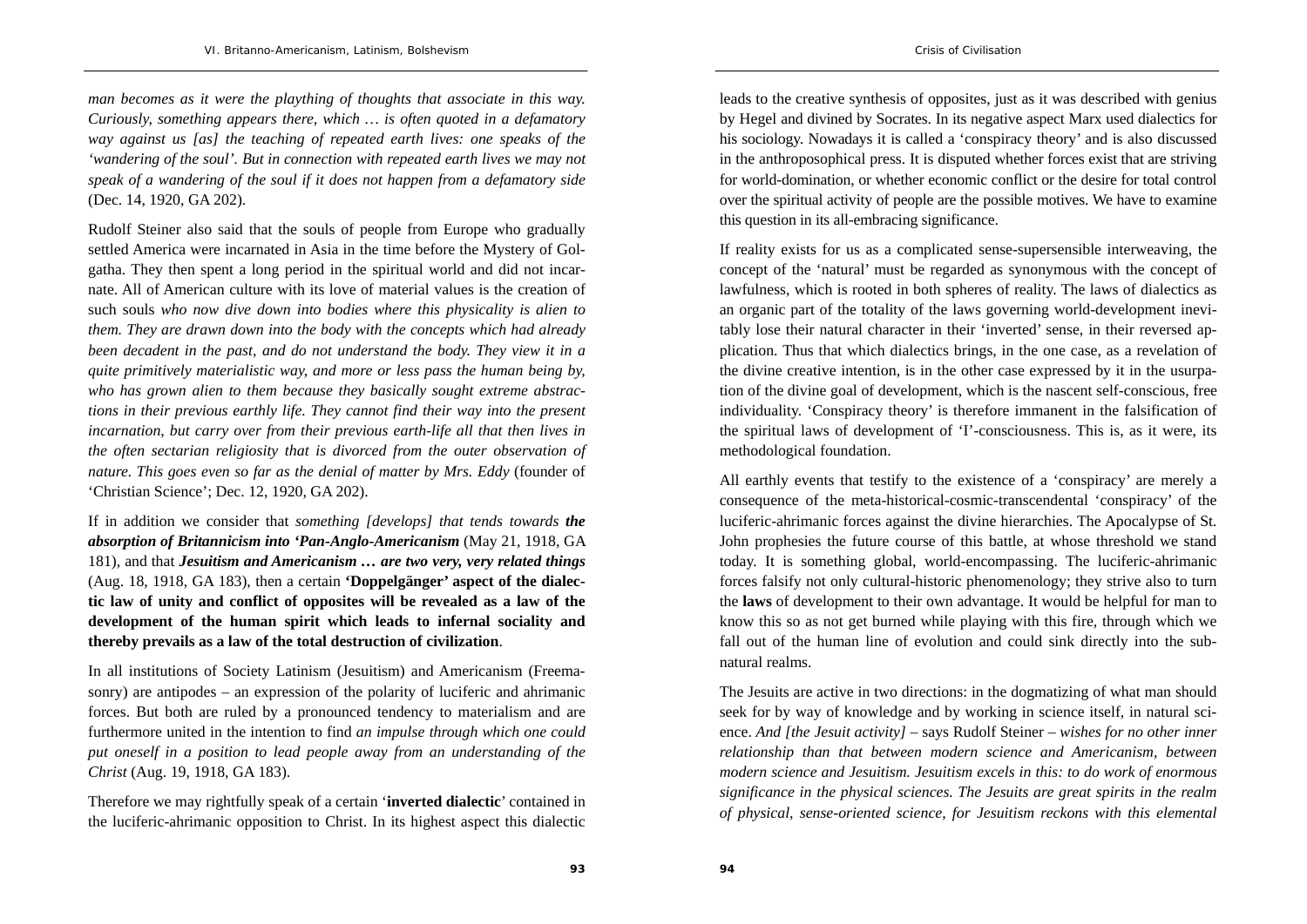*man becomes as it were the plaything of thoughts that associate in this way. Curiously, something appears there, which … is often quoted in a defamatory way against us [as] the teaching of repeated earth lives: one speaks of the 'wandering of the soul'. But in connection with repeated earth lives we may not speak of a wandering of the soul if it does not happen from a defamatory side* (Dec. 14, 1920, GA 202).

Rudolf Steiner also said that the souls of people from Europe who gradually settled America were incarnated in Asia in the time before the Mystery of Golgatha. They then spent a long period in the spiritual world and did not incarnate. All of American culture with its love of material values is the creation of such souls *who now dive down into bodies where this physicality is alien to them. They are drawn down into the body with the concepts which had already been decadent in the past, and do not understand the body. They view it in a quite primitively materialistic way, and more or less pass the human being by, who has grown alien to them because they basically sought extreme abstractions in their previous earthly life. They cannot find their way into the present incarnation, but carry over from their previous earth-life all that then lives in the often sectarian religiosity that is divorced from the outer observation of nature. This goes even so far as the denial of matter by Mrs. Eddy* (founder of 'Christian Science'; Dec. 12, 1920, GA 202).

If in addition we consider that *something [develops] that tends towards **the absorption of Britannicism into 'Pan-Anglo-Americanism*** (May 21, 1918, GA 181), and that ***Jesuitism and Americanism … are two very, very related things*** (Aug. 18, 1918, GA 183), then a certain **'Doppelgänger' aspect of the dialectic law of unity and conflict of opposites will be revealed as a law of the development of the human spirit which leads to infernal sociality and thereby prevails as a law of the total destruction of civilization**.

In all institutions of Society Latinism (Jesuitism) and Americanism (Freemasonry) are antipodes – an expression of the polarity of luciferic and ahrimanic forces. But both are ruled by a pronounced tendency to materialism and are furthermore united in the intention to find *an impulse through which one could put oneself in a position to lead people away from an understanding of the Christ* (Aug. 19, 1918, GA 183).

Therefore we may rightfully speak of a certain '**inverted dialectic**' contained in the luciferic-ahrimanic opposition to Christ. In its highest aspect this dialectic leads to the creative synthesis of opposites, just as it was described with genius by Hegel and divined by Socrates. In its negative aspect Marx used dialectics for his sociology. Nowadays it is called a 'conspiracy theory' and is also discussed in the anthroposophical press. It is disputed whether forces exist that are striving for world-domination, or whether economic conflict or the desire for total control over the spiritual activity of people are the possible motives. We have to examine this question in its all-embracing significance.

If reality exists for us as a complicated sense-supersensible interweaving, the concept of the 'natural' must be regarded as synonymous with the concept of lawfulness, which is rooted in both spheres of reality. The laws of dialectics as an organic part of the totality of the laws governing world-development inevitably lose their natural character in their 'inverted' sense, in their reversed application. Thus that which dialectics brings, in the one case, as a revelation of the divine creative intention, is in the other case expressed by it in the usurpation of the divine goal of development, which is the nascent self-conscious, free individuality. 'Conspiracy theory' is therefore immanent in the falsification of the spiritual laws of development of 'I'-consciousness. This is, as it were, its methodological foundation.

All earthly events that testify to the existence of a 'conspiracy' are merely a consequence of the meta-historical-cosmic-transcendental 'conspiracy' of the luciferic-ahrimanic forces against the divine hierarchies. The Apocalypse of St. John prophesies the future course of this battle, at whose threshold we stand today. It is something global, world-encompassing. The luciferic-ahrimanic forces falsify not only cultural-historic phenomenology; they strive also to turn the **laws** of development to their own advantage. It would be helpful for man to know this so as not get burned while playing with this fire, through which we fall out of the human line of evolution and could sink directly into the sub-natural realms.

The Jesuits are active in two directions: in the dogmatizing of what man should seek for by way of knowledge and by working in science itself, in natural science. *And [the Jesuit activity]* – says Rudolf Steiner – *wishes for no other inner relationship than that between modern science and Americanism, between modern science and Jesuitism. Jesuitism excels in this: to do work of enormous significance in the physical sciences. The Jesuits are great spirits in the realm of physical, sense-oriented science, for Jesuitism reckons with this elemental*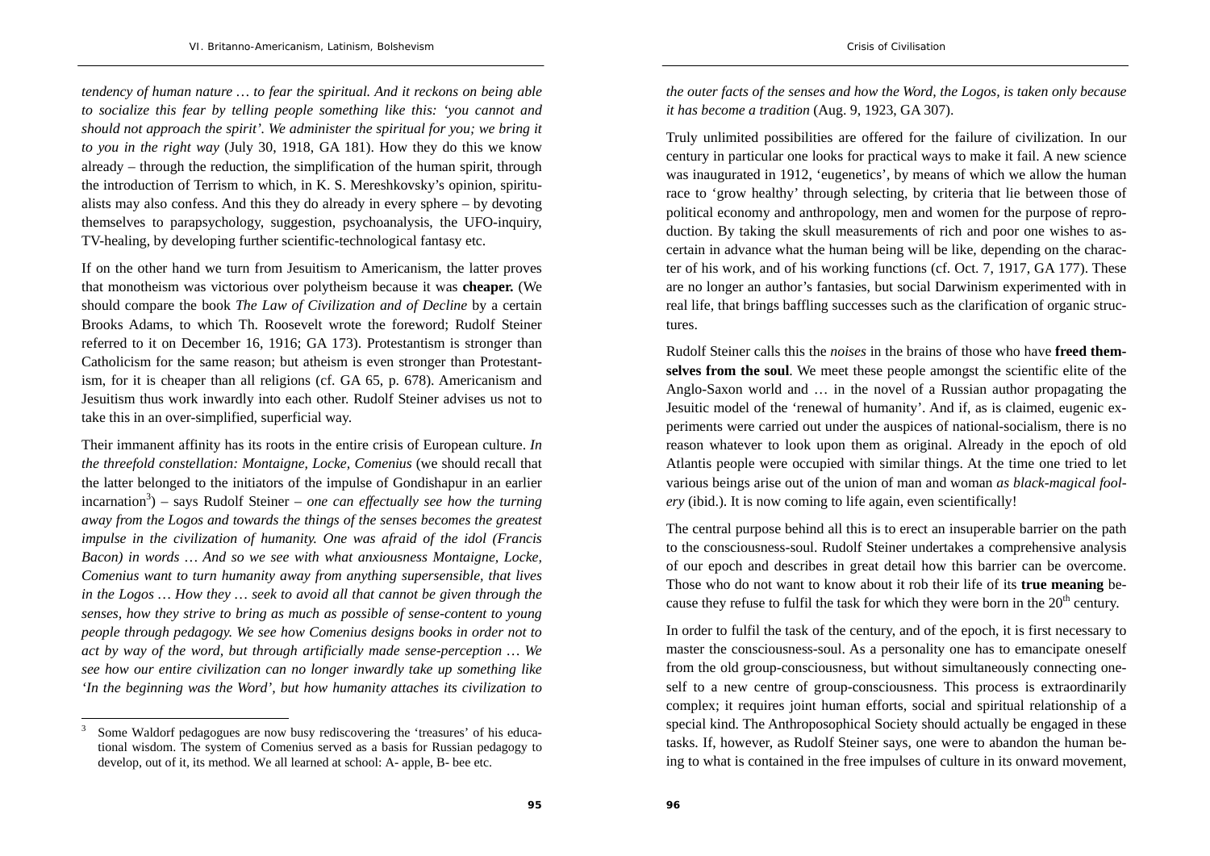*tendency of human nature … to fear the spiritual. And it reckons on being able to socialize this fear by telling people something like this: 'you cannot and should not approach the spirit'. We administer the spiritual for you; we bring it to you in the right way* (July 30, 1918, GA 181). How they do this we know already – through the reduction, the simplification of the human spirit, through the introduction of Terrism to which, in K. S. Mereshkovsky's opinion, spiritualists may also confess. And this they do already in every sphere – by devoting themselves to parapsychology, suggestion, psychoanalysis, the UFO-inquiry, TV-healing, by developing further scientific-technological fantasy etc.

If on the other hand we turn from Jesuitism to Americanism, the latter proves that monotheism was victorious over polytheism because it was **cheaper.** (We should compare the book *The Law of Civilization and of Decline* by a certain Brooks Adams, to which Th. Roosevelt wrote the foreword; Rudolf Steiner referred to it on December 16, 1916; GA 173). Protestantism is stronger than Catholicism for the same reason; but atheism is even stronger than Protestantism, for it is cheaper than all religions (cf. GA 65, p. 678). Americanism and Jesuitism thus work inwardly into each other. Rudolf Steiner advises us not to take this in an over-simplified, superficial way.

Their immanent affinity has its roots in the entire crisis of European culture. *In the threefold constellation: Montaigne, Locke, Comenius* (we should recall that the latter belonged to the initiators of the impulse of Gondishapur in an earlier incarnation[3]) – says Rudolf Steiner – *one can effectually see how the turning away from the Logos and towards the things of the senses becomes the greatest impulse in the civilization of humanity. One was afraid of the idol (Francis Bacon) in words … And so we see with what anxiousness Montaigne, Locke, Comenius want to turn humanity away from anything supersensible, that lives in the Logos … How they … seek to avoid all that cannot be given through the senses, how they strive to bring as much as possible of sense-content to young people through pedagogy. We see how Comenius designs books in order not to act by way of the word, but through artificially made sense-perception … We see how our entire civilization can no longer inwardly take up something like 'In the beginning was the Word', but how humanity attaches its civilization to the outer facts of the senses and how the Word, the Logos, is taken only because it has become a tradition* (Aug. 9, 1923, GA 307).

Truly unlimited possibilities are offered for the failure of civilization. In our century in particular one looks for practical ways to make it fail. A new science was inaugurated in 1912, 'eugenetics', by means of which we allow the human race to 'grow healthy' through selecting, by criteria that lie between those of political economy and anthropology, men and women for the purpose of reproduction. By taking the skull measurements of rich and poor one wishes to ascertain in advance what the human being will be like, depending on the character of his work, and of his working functions (cf. Oct. 7, 1917, GA 177). These are no longer an author's fantasies, but social Darwinism experimented with in real life, that brings baffling successes such as the clarification of organic structures.

Rudolf Steiner calls this the *noises* in the brains of those who have **freed themselves from the soul**. We meet these people amongst the scientific elite of the Anglo-Saxon world and … in the novel of a Russian author propagating the Jesuitic model of the 'renewal of humanity'. And if, as is claimed, eugenic experiments were carried out under the auspices of national-socialism, there is no reason whatever to look upon them as original. Already in the epoch of old Atlantis people were occupied with similar things. At the time one tried to let various beings arise out of the union of man and woman *as black-magical foolery* (ibid.). It is now coming to life again, even scientifically!

The central purpose behind all this is to erect an insuperable barrier on the path to the consciousness-soul. Rudolf Steiner undertakes a comprehensive analysis of our epoch and describes in great detail how this barrier can be overcome. Those who do not want to know about it rob their life of its **true meaning** because they refuse to fulfil the task for which they were born in the 20th century.

In order to fulfil the task of the century, and of the epoch, it is first necessary to master the consciousness-soul. As a personality one has to emancipate oneself from the old group-consciousness, but without simultaneously connecting oneself to a new centre of group-consciousness. This process is extraordinarily complex; it requires joint human efforts, social and spiritual relationship of a special kind. The Anthroposophical Society should actually be engaged in these tasks. If, however, as Rudolf Steiner says, one were to abandon the human being to what is contained in the free impulses of culture in its onward movement,

[3] Some Waldorf pedagogues are now busy rediscovering the 'treasures' of his educational wisdom. The system of Comenius served as a basis for Russian pedagogy to develop, out of it, its method. We all learned at school: A- apple, B- bee etc.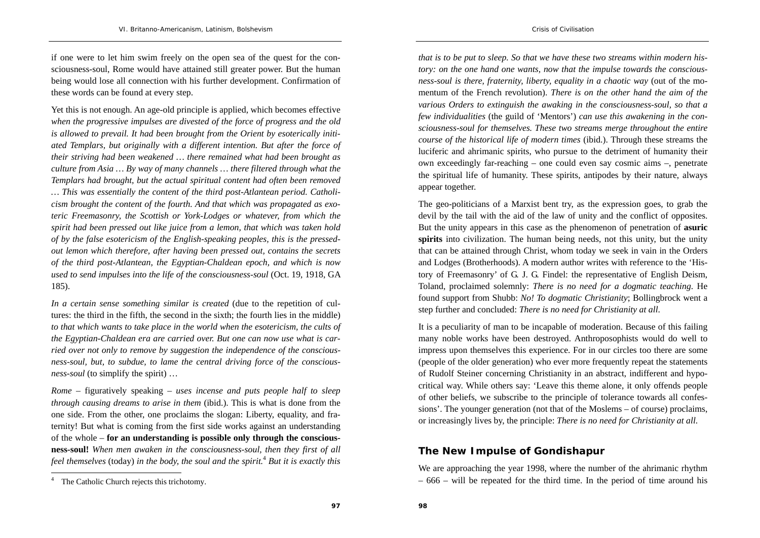if one were to let him swim freely on the open sea of the quest for the consciousness-soul, Rome would have attained still greater power. But the human being would lose all connection with his further development. Confirmation of these words can be found at every step.

Yet this is not enough. An age-old principle is applied, which becomes effective *when the progressive impulses are divested of the force of progress and the old is allowed to prevail. It had been brought from the Orient by esoterically initiated Templars, but originally with a different intention. But after the force of their striving had been weakened … there remained what had been brought as culture from Asia … By way of many channels … there filtered through what the Templars had brought, but the actual spiritual content had often been removed … This was essentially the content of the third post-Atlantean period. Catholicism brought the content of the fourth. And that which was propagated as exoteric Freemasonry, the Scottish or York-Lodges or whatever, from which the spirit had been pressed out like juice from a lemon, that which was taken hold of by the false esotericism of the English-speaking peoples, this is the pressed-out lemon which therefore, after having been pressed out, contains the secrets of the third post-Atlantean, the Egyptian-Chaldean epoch, and which is now used to send impulses into the life of the consciousness-soul* (Oct. 19, 1918, GA 185).

*In a certain sense something similar is created* (due to the repetition of cultures: the third in the fifth, the second in the sixth; the fourth lies in the middle) *to that which wants to take place in the world when the esotericism, the cults of the Egyptian-Chaldean era are carried over. But one can now use what is carried over not only to remove by suggestion the independence of the consciousness-soul, but, to subdue, to lame the central driving force of the consciousness-soul* (to simplify the spirit) …

*Rome* – figuratively speaking – *uses incense and puts people half to sleep through causing dreams to arise in them* (ibid.). This is what is done from the one side. From the other, one proclaims the slogan: Liberty, equality, and fraternity! But what is coming from the first side works against an understanding of the whole – **for an understanding is possible only through the consciousness-soul!** *When men awaken in the consciousness-soul, then they first of all feel themselves* (today) *in the body, the soul and the spirit.*[4] *But it is exactly this that is to be put to sleep. So that we have these two streams within modern history: on the one hand one wants, now that the impulse towards the consciousness-soul is there, fraternity, liberty, equality in a chaotic way* (out of the momentum of the French revolution). *There is on the other hand the aim of the various Orders to extinguish the awaking in the consciousness-soul, so that a few individualities* (the guild of 'Mentors') *can use this awakening in the consciousness-soul for themselves. These two streams merge throughout the entire course of the historical life of modern times* (ibid.). Through these streams the luciferic and ahrimanic spirits, who pursue to the detriment of humanity their own exceedingly far-reaching – one could even say cosmic aims –, penetrate the spiritual life of humanity. These spirits, antipodes by their nature, always appear together.

The geo-politicians of a Marxist bent try, as the expression goes, to grab the devil by the tail with the aid of the law of unity and the conflict of opposites. But the unity appears in this case as the phenomenon of penetration of **asuric spirits** into civilization. The human being needs, not this unity, but the unity that can be attained through Christ, whom today we seek in vain in the Orders and Lodges (Brotherhoods). A modern author writes with reference to the 'History of Freemasonry' of G. J. G. Findel: the representative of English Deism, Toland, proclaimed solemnly: *There is no need for a dogmatic teaching*. He found support from Shubb: *No! To dogmatic Christianity*; Bollingbrock went a step further and concluded: *There is no need for Christianity at all*.

It is a peculiarity of man to be incapable of moderation. Because of this failing many noble works have been destroyed. Anthroposophists would do well to impress upon themselves this experience. For in our circles too there are some (people of the older generation) who ever more frequently repeat the statements of Rudolf Steiner concerning Christianity in an abstract, indifferent and hypocritical way. While others say: 'Leave this theme alone, it only offends people of other beliefs, we subscribe to the principle of tolerance towards all confessions'. The younger generation (not that of the Moslems – of course) proclaims, or increasingly lives by, the principle: *There is no need for Christianity at all*.

## The New Impulse of Gondishapur

We are approaching the year 1998, where the number of the ahrimanic rhythm – 666 – will be repeated for the third time. In the period of time around his

[4] The Catholic Church rejects this trichotomy.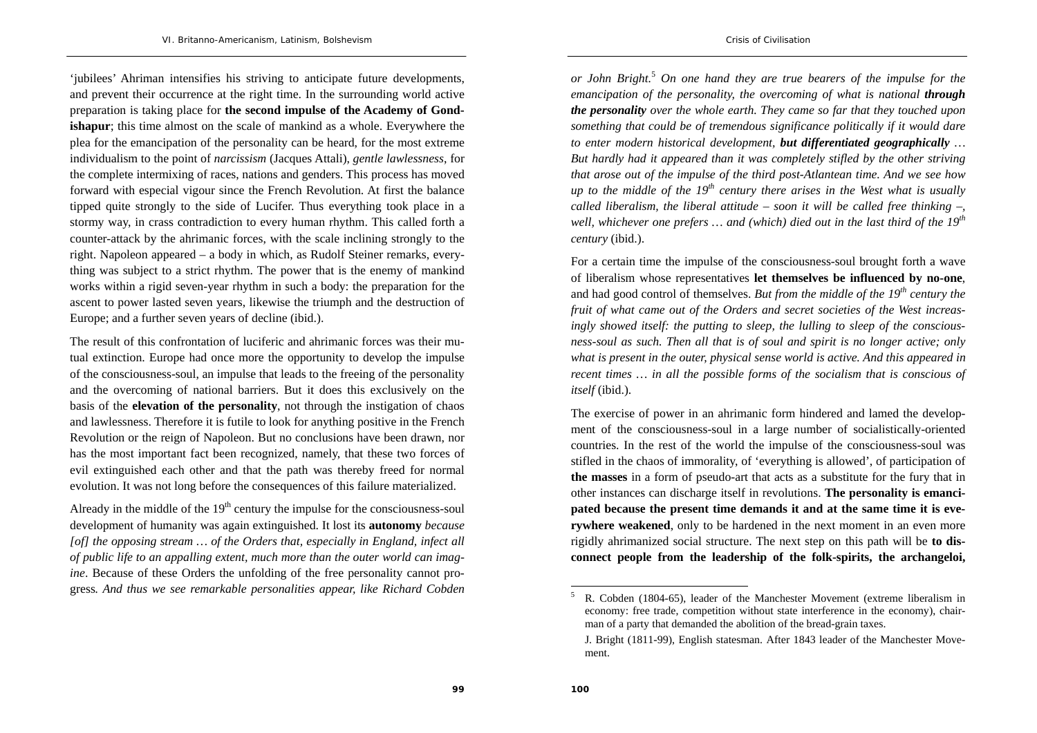'jubilees' Ahriman intensifies his striving to anticipate future developments, and prevent their occurrence at the right time. In the surrounding world active preparation is taking place for **the second impulse of the Academy of Gondishapur**; this time almost on the scale of mankind as a whole. Everywhere the plea for the emancipation of the personality can be heard, for the most extreme individualism to the point of *narcissism* (Jacques Attali), *gentle lawlessness*, for the complete intermixing of races, nations and genders. This process has moved forward with especial vigour since the French Revolution. At first the balance tipped quite strongly to the side of Lucifer. Thus everything took place in a stormy way, in crass contradiction to every human rhythm. This called forth a counter-attack by the ahrimanic forces, with the scale inclining strongly to the right. Napoleon appeared – a body in which, as Rudolf Steiner remarks, everything was subject to a strict rhythm. The power that is the enemy of mankind works within a rigid seven-year rhythm in such a body: the preparation for the ascent to power lasted seven years, likewise the triumph and the destruction of Europe; and a further seven years of decline (ibid.).

The result of this confrontation of luciferic and ahrimanic forces was their mutual extinction. Europe had once more the opportunity to develop the impulse of the consciousness-soul, an impulse that leads to the freeing of the personality and the overcoming of national barriers. But it does this exclusively on the basis of the **elevation of the personality**, not through the instigation of chaos and lawlessness. Therefore it is futile to look for anything positive in the French Revolution or the reign of Napoleon. But no conclusions have been drawn, nor has the most important fact been recognized, namely, that these two forces of evil extinguished each other and that the path was thereby freed for normal evolution. It was not long before the consequences of this failure materialized.

Already in the middle of the 19th century the impulse for the consciousness-soul development of humanity was again extinguished. It lost its **autonomy** *because [of] the opposing stream … of the Orders that, especially in England, infect all of public life to an appalling extent, much more than the outer world can imagine*. Because of these Orders the unfolding of the free personality cannot progress. *And thus we see remarkable personalities appear, like Richard Cobden or John Bright.*[5] *On one hand they are true bearers of the impulse for the emancipation of the personality, the overcoming of what is national* ***through the personality*** *over the whole earth. They came so far that they touched upon something that could be of tremendous significance politically if it would dare to enter modern historical development,* ***but differentiated geographically*** *… But hardly had it appeared than it was completely stifled by the other striving that arose out of the impulse of the third post-Atlantean time. And we see how up to the middle of the 19th century there arises in the West what is usually called liberalism, the liberal attitude – soon it will be called free thinking –, well, whichever one prefers … and (which) died out in the last third of the 19th century* (ibid.).

For a certain time the impulse of the consciousness-soul brought forth a wave of liberalism whose representatives **let themselves be influenced by no-one**, and had good control of themselves. *But from the middle of the 19th century the fruit of what came out of the Orders and secret societies of the West increasingly showed itself: the putting to sleep, the lulling to sleep of the consciousness-soul as such. Then all that is of soul and spirit is no longer active; only what is present in the outer, physical sense world is active. And this appeared in recent times … in all the possible forms of the socialism that is conscious of itself* (ibid.).

The exercise of power in an ahrimanic form hindered and lamed the development of the consciousness-soul in a large number of socialistically-oriented countries. In the rest of the world the impulse of the consciousness-soul was stifled in the chaos of immorality, of 'everything is allowed', of participation of **the masses** in a form of pseudo-art that acts as a substitute for the fury that in other instances can discharge itself in revolutions. **The personality is emancipated because the present time demands it and at the same time it is everywhere weakened**, only to be hardened in the next moment in an even more rigidly ahrimanized social structure. The next step on this path will be **to disconnect people from the leadership of the folk-spirits, the archangeloi,**

---

[5] R. Cobden (1804-65), leader of the Manchester Movement (extreme liberalism in economy: free trade, competition without state interference in the economy), chairman of a party that demanded the abolition of the bread-grain taxes.

J. Bright (1811-99), English statesman. After 1843 leader of the Manchester Movement.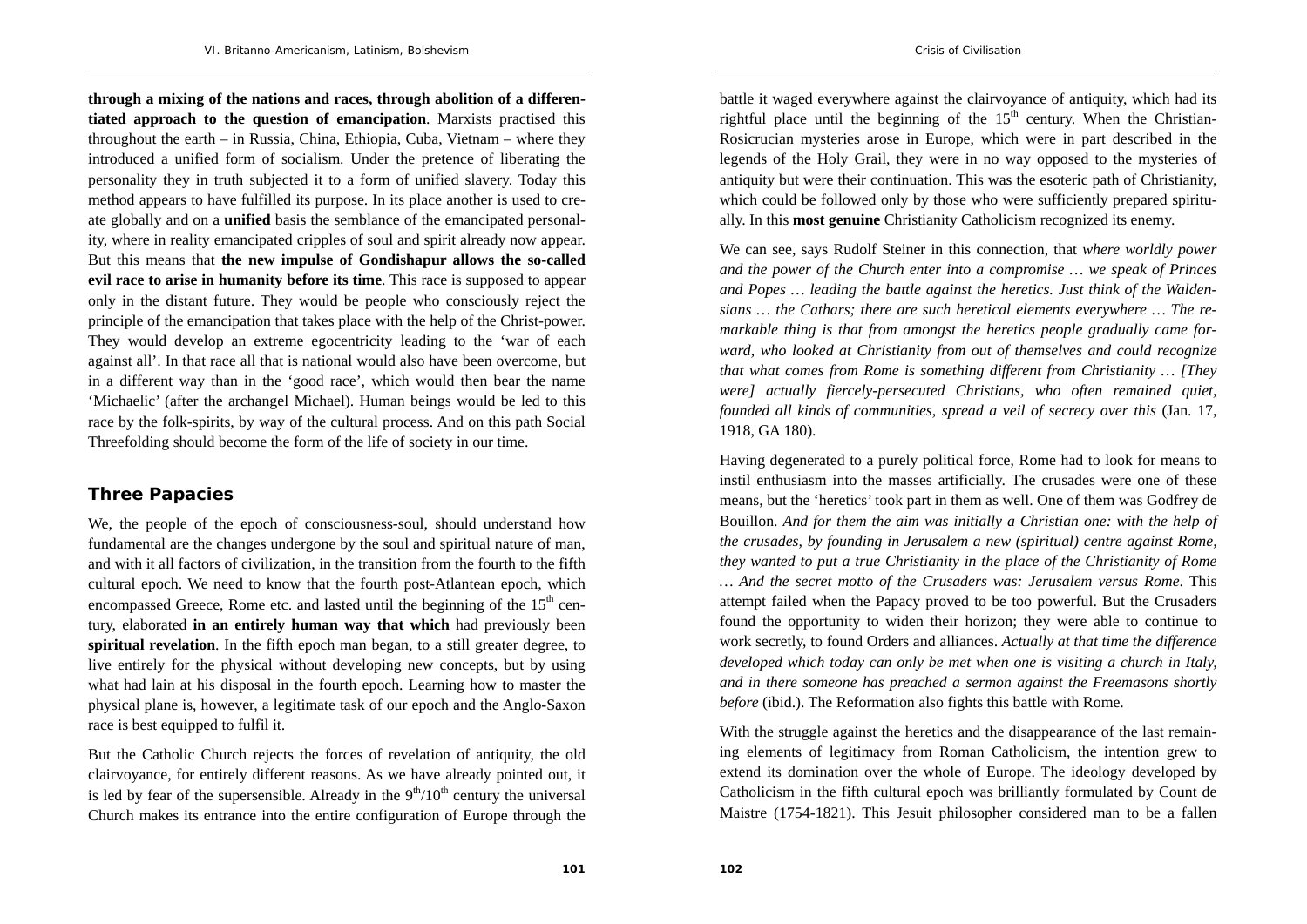**through a mixing of the nations and races, through abolition of a differentiated approach to the question of emancipation**. Marxists practised this throughout the earth – in Russia, China, Ethiopia, Cuba, Vietnam – where they introduced a unified form of socialism. Under the pretence of liberating the personality they in truth subjected it to a form of unified slavery. Today this method appears to have fulfilled its purpose. In its place another is used to create globally and on a **unified** basis the semblance of the emancipated personality, where in reality emancipated cripples of soul and spirit already now appear. But this means that **the new impulse of Gondishapur allows the so-called evil race to arise in humanity before its time**. This race is supposed to appear only in the distant future. They would be people who consciously reject the principle of the emancipation that takes place with the help of the Christ-power. They would develop an extreme egocentricity leading to the 'war of each against all'. In that race all that is national would also have been overcome, but in a different way than in the 'good race', which would then bear the name 'Michaelic' (after the archangel Michael). Human beings would be led to this race by the folk-spirits, by way of the cultural process. And on this path Social Threefolding should become the form of the life of society in our time.

## Three Papacies

We, the people of the epoch of consciousness-soul, should understand how fundamental are the changes undergone by the soul and spiritual nature of man, and with it all factors of civilization, in the transition from the fourth to the fifth cultural epoch. We need to know that the fourth post-Atlantean epoch, which encompassed Greece, Rome etc. and lasted until the beginning of the 15th century, elaborated **in an entirely human way that which** had previously been **spiritual revelation**. In the fifth epoch man began, to a still greater degree, to live entirely for the physical without developing new concepts, but by using what had lain at his disposal in the fourth epoch. Learning how to master the physical plane is, however, a legitimate task of our epoch and the Anglo-Saxon race is best equipped to fulfil it.

But the Catholic Church rejects the forces of revelation of antiquity, the old clairvoyance, for entirely different reasons. As we have already pointed out, it is led by fear of the supersensible. Already in the 9th/10th century the universal Church makes its entrance into the entire configuration of Europe through the battle it waged everywhere against the clairvoyance of antiquity, which had its rightful place until the beginning of the 15th century. When the Christian-Rosicrucian mysteries arose in Europe, which were in part described in the legends of the Holy Grail, they were in no way opposed to the mysteries of antiquity but were their continuation. This was the esoteric path of Christianity, which could be followed only by those who were sufficiently prepared spiritually. In this **most genuine** Christianity Catholicism recognized its enemy.

We can see, says Rudolf Steiner in this connection, that *where worldly power and the power of the Church enter into a compromise … we speak of Princes and Popes … leading the battle against the heretics. Just think of the Waldensians … the Cathars; there are such heretical elements everywhere … The remarkable thing is that from amongst the heretics people gradually came forward, who looked at Christianity from out of themselves and could recognize that what comes from Rome is something different from Christianity … [They were] actually fiercely-persecuted Christians, who often remained quiet, founded all kinds of communities, spread a veil of secrecy over this* (Jan. 17, 1918, GA 180).

Having degenerated to a purely political force, Rome had to look for means to instil enthusiasm into the masses artificially. The crusades were one of these means, but the 'heretics' took part in them as well. One of them was Godfrey de Bouillon. *And for them the aim was initially a Christian one: with the help of the crusades, by founding in Jerusalem a new (spiritual) centre against Rome, they wanted to put a true Christianity in the place of the Christianity of Rome … And the secret motto of the Crusaders was: Jerusalem versus Rome.* This attempt failed when the Papacy proved to be too powerful. But the Crusaders found the opportunity to widen their horizon; they were able to continue to work secretly, to found Orders and alliances. *Actually at that time the difference developed which today can only be met when one is visiting a church in Italy, and in there someone has preached a sermon against the Freemasons shortly before* (ibid.). The Reformation also fights this battle with Rome.

With the struggle against the heretics and the disappearance of the last remaining elements of legitimacy from Roman Catholicism, the intention grew to extend its domination over the whole of Europe. The ideology developed by Catholicism in the fifth cultural epoch was brilliantly formulated by Count de Maistre (1754-1821). This Jesuit philosopher considered man to be a fallen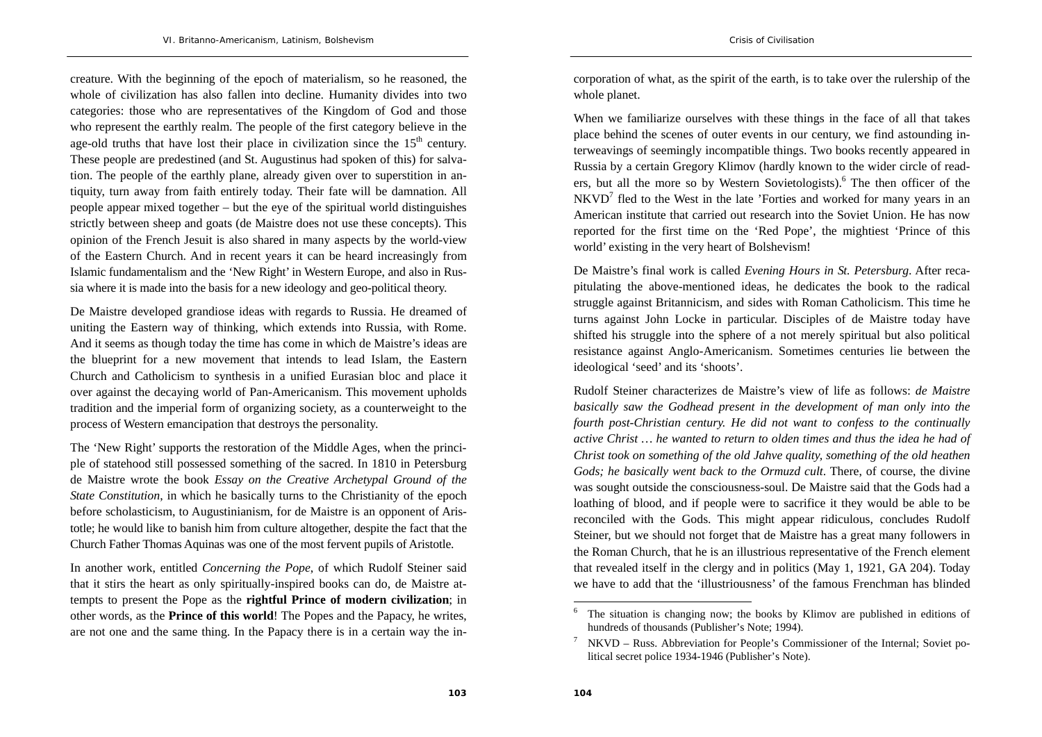creature. With the beginning of the epoch of materialism, so he reasoned, the whole of civilization has also fallen into decline. Humanity divides into two categories: those who are representatives of the Kingdom of God and those who represent the earthly realm. The people of the first category believe in the age-old truths that have lost their place in civilization since the 15th century. These people are predestined (and St. Augustinus had spoken of this) for salvation. The people of the earthly plane, already given over to superstition in antiquity, turn away from faith entirely today. Their fate will be damnation. All people appear mixed together – but the eye of the spiritual world distinguishes strictly between sheep and goats (de Maistre does not use these concepts). This opinion of the French Jesuit is also shared in many aspects by the world-view of the Eastern Church. And in recent years it can be heard increasingly from Islamic fundamentalism and the 'New Right' in Western Europe, and also in Russia where it is made into the basis for a new ideology and geo-political theory.

De Maistre developed grandiose ideas with regards to Russia. He dreamed of uniting the Eastern way of thinking, which extends into Russia, with Rome. And it seems as though today the time has come in which de Maistre's ideas are the blueprint for a new movement that intends to lead Islam, the Eastern Church and Catholicism to synthesis in a unified Eurasian bloc and place it over against the decaying world of Pan-Americanism. This movement upholds tradition and the imperial form of organizing society, as a counterweight to the process of Western emancipation that destroys the personality.

The 'New Right' supports the restoration of the Middle Ages, when the principle of statehood still possessed something of the sacred. In 1810 in Petersburg de Maistre wrote the book *Essay on the Creative Archetypal Ground of the State Constitution*, in which he basically turns to the Christianity of the epoch before scholasticism, to Augustinianism, for de Maistre is an opponent of Aristotle; he would like to banish him from culture altogether, despite the fact that the Church Father Thomas Aquinas was one of the most fervent pupils of Aristotle.

In another work, entitled *Concerning the Pope*, of which Rudolf Steiner said that it stirs the heart as only spiritually-inspired books can do, de Maistre attempts to present the Pope as the **rightful Prince of modern civilization**; in other words, as the **Prince of this world**! The Popes and the Papacy, he writes, are not one and the same thing. In the Papacy there is in a certain way the incorporation of what, as the spirit of the earth, is to take over the rulership of the whole planet.

When we familiarize ourselves with these things in the face of all that takes place behind the scenes of outer events in our century, we find astounding interweavings of seemingly incompatible things. Two books recently appeared in Russia by a certain Gregory Klimov (hardly known to the wider circle of readers, but all the more so by Western Sovietologists).[6] The then officer of the NKVD[7] fled to the West in the late 'Forties and worked for many years in an American institute that carried out research into the Soviet Union. He has now reported for the first time on the 'Red Pope', the mightiest 'Prince of this world' existing in the very heart of Bolshevism!

De Maistre's final work is called *Evening Hours in St. Petersburg*. After recapitulating the above-mentioned ideas, he dedicates the book to the radical struggle against Britannicism, and sides with Roman Catholicism. This time he turns against John Locke in particular. Disciples of de Maistre today have shifted his struggle into the sphere of a not merely spiritual but also political resistance against Anglo-Americanism. Sometimes centuries lie between the ideological 'seed' and its 'shoots'.

Rudolf Steiner characterizes de Maistre's view of life as follows: *de Maistre basically saw the Godhead present in the development of man only into the fourth post-Christian century. He did not want to confess to the continually active Christ … he wanted to return to olden times and thus the idea he had of Christ took on something of the old Jahve quality, something of the old heathen Gods; he basically went back to the Ormuzd cult*. There, of course, the divine was sought outside the consciousness-soul. De Maistre said that the Gods had a loathing of blood, and if people were to sacrifice it they would be able to be reconciled with the Gods. This might appear ridiculous, concludes Rudolf Steiner, but we should not forget that de Maistre has a great many followers in the Roman Church, that he is an illustrious representative of the French element that revealed itself in the clergy and in politics (May 1, 1921, GA 204). Today we have to add that the 'illustriousness' of the famous Frenchman has blinded

[6] The situation is changing now; the books by Klimov are published in editions of hundreds of thousands (Publisher's Note; 1994).

[7] NKVD – Russ. Abbreviation for People's Commissioner of the Internal; Soviet political secret police 1934-1946 (Publisher's Note).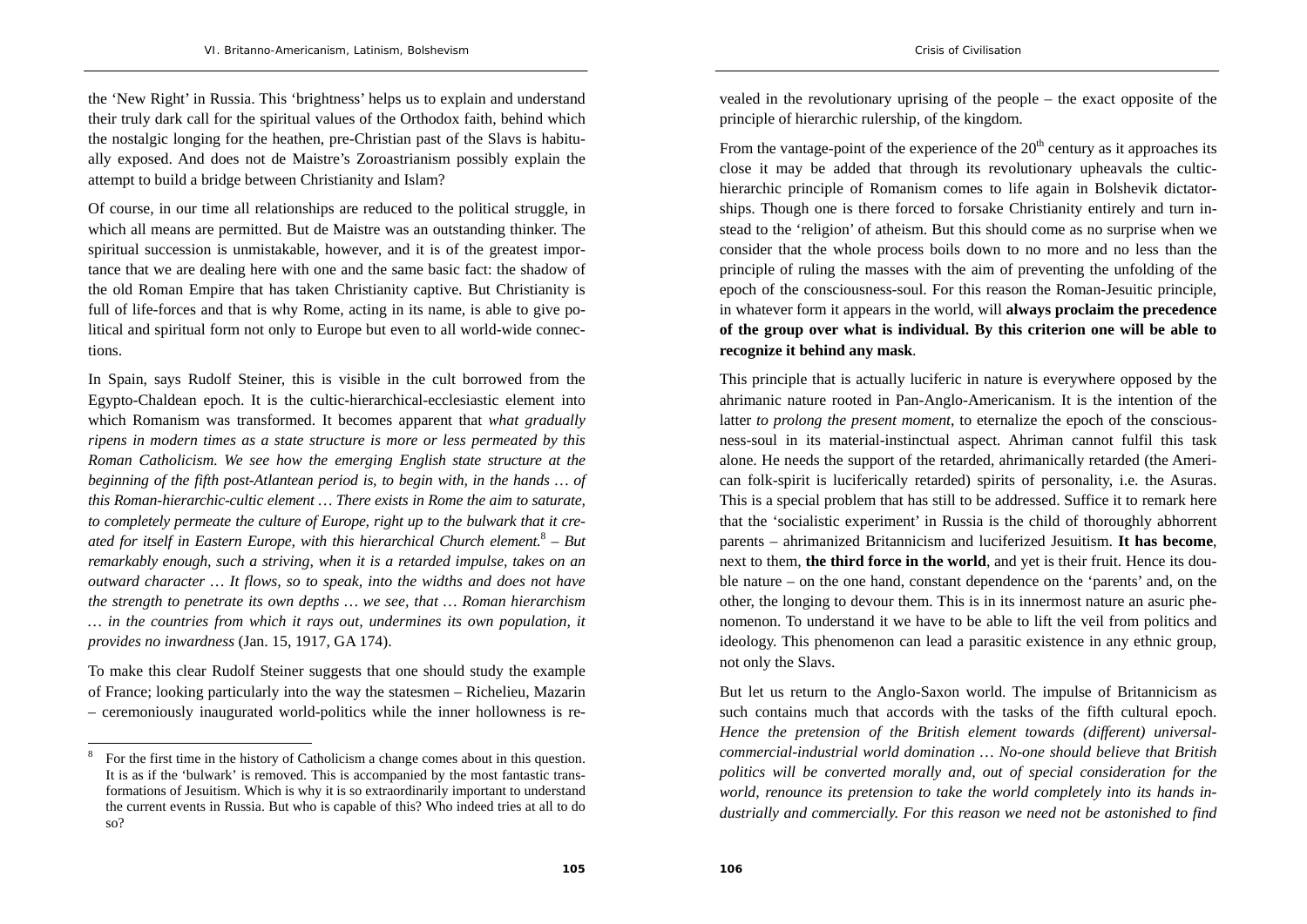the 'New Right' in Russia. This 'brightness' helps us to explain and understand their truly dark call for the spiritual values of the Orthodox faith, behind which the nostalgic longing for the heathen, pre-Christian past of the Slavs is habitually exposed. And does not de Maistre's Zoroastrianism possibly explain the attempt to build a bridge between Christianity and Islam?

Of course, in our time all relationships are reduced to the political struggle, in which all means are permitted. But de Maistre was an outstanding thinker. The spiritual succession is unmistakable, however, and it is of the greatest importance that we are dealing here with one and the same basic fact: the shadow of the old Roman Empire that has taken Christianity captive. But Christianity is full of life-forces and that is why Rome, acting in its name, is able to give political and spiritual form not only to Europe but even to all world-wide connections.

In Spain, says Rudolf Steiner, this is visible in the cult borrowed from the Egypto-Chaldean epoch. It is the cultic-hierarchical-ecclesiastic element into which Romanism was transformed. It becomes apparent that *what gradually ripens in modern times as a state structure is more or less permeated by this Roman Catholicism. We see how the emerging English state structure at the beginning of the fifth post-Atlantean period is, to begin with, in the hands … of this Roman-hierarchic-cultic element … There exists in Rome the aim to saturate, to completely permeate the culture of Europe, right up to the bulwark that it created for itself in Eastern Europe, with this hierarchical Church element.*[8] – *But remarkably enough, such a striving, when it is a retarded impulse, takes on an outward character … It flows, so to speak, into the widths and does not have the strength to penetrate its own depths … we see, that … Roman hierarchism … in the countries from which it rays out, undermines its own population, it provides no inwardness* (Jan. 15, 1917, GA 174).

To make this clear Rudolf Steiner suggests that one should study the example of France; looking particularly into the way the statesmen – Richelieu, Mazarin – ceremoniously inaugurated world-politics while the inner hollowness is revealed in the revolutionary uprising of the people – the exact opposite of the principle of hierarchic rulership, of the kingdom.

From the vantage-point of the experience of the 20[th] century as it approaches its close it may be added that through its revolutionary upheavals the cultic-hierarchic principle of Romanism comes to life again in Bolshevik dictatorships. Though one is there forced to forsake Christianity entirely and turn instead to the 'religion' of atheism. But this should come as no surprise when we consider that the whole process boils down to no more and no less than the principle of ruling the masses with the aim of preventing the unfolding of the epoch of the consciousness-soul. For this reason the Roman-Jesuitic principle, in whatever form it appears in the world, will **always proclaim the precedence of the group over what is individual. By this criterion one will be able to recognize it behind any mask**.

This principle that is actually luciferic in nature is everywhere opposed by the ahrimanic nature rooted in Pan-Anglo-Americanism. It is the intention of the latter *to prolong the present moment*, to eternalize the epoch of the consciousness-soul in its material-instinctual aspect. Ahriman cannot fulfil this task alone. He needs the support of the retarded, ahrimanically retarded (the American folk-spirit is luciferically retarded) spirits of personality, i.e. the Asuras. This is a special problem that has still to be addressed. Suffice it to remark here that the 'socialistic experiment' in Russia is the child of thoroughly abhorrent parents – ahrimanized Britannicism and luciferized Jesuitism. **It has become**, next to them, **the third force in the world**, and yet is their fruit. Hence its double nature – on the one hand, constant dependence on the 'parents' and, on the other, the longing to devour them. This is in its innermost nature an asuric phenomenon. To understand it we have to be able to lift the veil from politics and ideology. This phenomenon can lead a parasitic existence in any ethnic group, not only the Slavs.

But let us return to the Anglo-Saxon world. The impulse of Britannicism as such contains much that accords with the tasks of the fifth cultural epoch. *Hence the pretension of the British element towards (different) universal-commercial-industrial world domination … No-one should believe that British politics will be converted morally and, out of special consideration for the world, renounce its pretension to take the world completely into its hands industrially and commercially. For this reason we need not be astonished to find*

---

[8] For the first time in the history of Catholicism a change comes about in this question. It is as if the 'bulwark' is removed. This is accompanied by the most fantastic transformations of Jesuitism. Which is why it is so extraordinarily important to understand the current events in Russia. But who is capable of this? Who indeed tries at all to do so?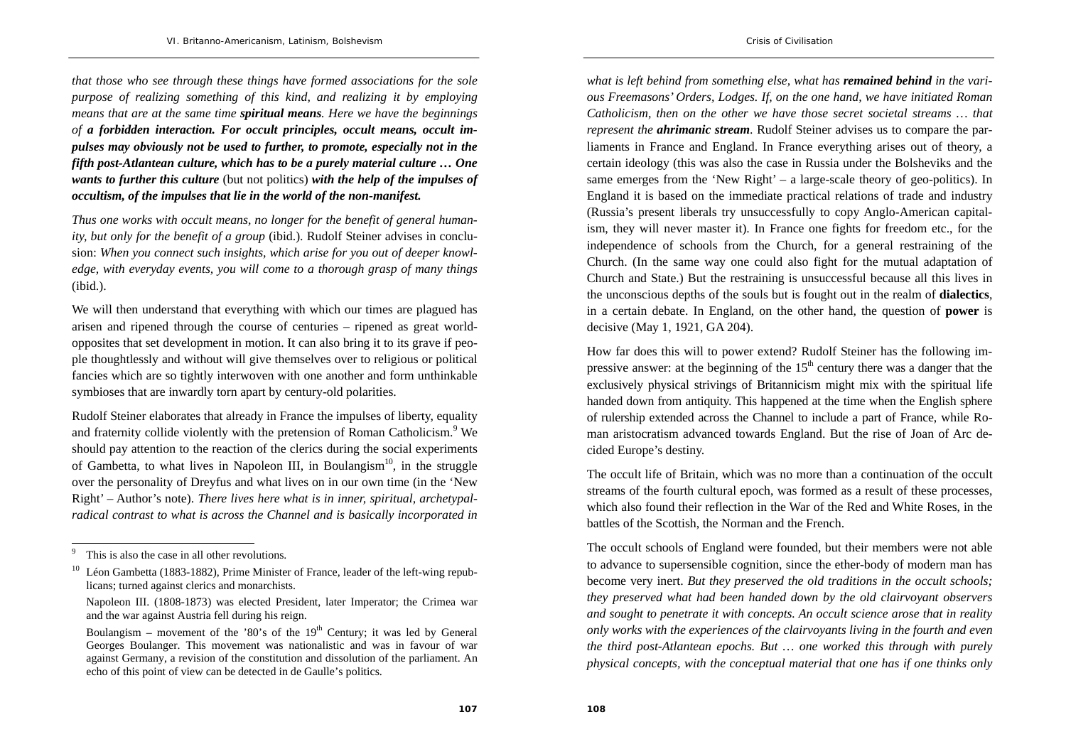*that those who see through these things have formed associations for the sole purpose of realizing something of this kind, and realizing it by employing means that are at the same time **spiritual means**. Here we have the beginnings of **a forbidden interaction. For occult principles, occult means, occult impulses may obviously not be used to further, to promote, especially not in the fifth post-Atlantean culture, which has to be a purely material culture … One wants to further this culture*** (but not politics) ***with the help of the impulses of occultism, of the impulses that lie in the world of the non-manifest.***

*Thus one works with occult means, no longer for the benefit of general humanity, but only for the benefit of a group* (ibid.). Rudolf Steiner advises in conclusion: *When you connect such insights, which arise for you out of deeper knowledge, with everyday events, you will come to a thorough grasp of many things* (ibid.).

We will then understand that everything with which our times are plagued has arisen and ripened through the course of centuries – ripened as great world-opposites that set development in motion. It can also bring it to its grave if people thoughtlessly and without will give themselves over to religious or political fancies which are so tightly interwoven with one another and form unthinkable symbioses that are inwardly torn apart by century-old polarities.

Rudolf Steiner elaborates that already in France the impulses of liberty, equality and fraternity collide violently with the pretension of Roman Catholicism.[9] We should pay attention to the reaction of the clerics during the social experiments of Gambetta, to what lives in Napoleon III, in Boulangism[10], in the struggle over the personality of Dreyfus and what lives on in our own time (in the 'New Right' – Author's note). *There lives here what is in inner, spiritual, archetypal-radical contrast to what is across the Channel and is basically incorporated in what is left behind from something else, what has **remained behind** in the various Freemasons' Orders, Lodges. If, on the one hand, we have initiated Roman Catholicism, then on the other we have those secret societal streams … that represent the **ahrimanic stream***. Rudolf Steiner advises us to compare the parliaments in France and England. In France everything arises out of theory, a certain ideology (this was also the case in Russia under the Bolsheviks and the same emerges from the 'New Right' – a large-scale theory of geo-politics). In England it is based on the immediate practical relations of trade and industry (Russia's present liberals try unsuccessfully to copy Anglo-American capitalism, they will never master it). In France one fights for freedom etc., for the independence of schools from the Church, for a general restraining of the Church. (In the same way one could also fight for the mutual adaptation of Church and State.) But the restraining is unsuccessful because all this lives in the unconscious depths of the souls but is fought out in the realm of **dialectics**, in a certain debate. In England, on the other hand, the question of **power** is decisive (May 1, 1921, GA 204).

How far does this will to power extend? Rudolf Steiner has the following impressive answer: at the beginning of the 15th century there was a danger that the exclusively physical strivings of Britannicism might mix with the spiritual life handed down from antiquity. This happened at the time when the English sphere of rulership extended across the Channel to include a part of France, while Roman aristocratism advanced towards England. But the rise of Joan of Arc decided Europe's destiny.

The occult life of Britain, which was no more than a continuation of the occult streams of the fourth cultural epoch, was formed as a result of these processes, which also found their reflection in the War of the Red and White Roses, in the battles of the Scottish, the Norman and the French.

The occult schools of England were founded, but their members were not able to advance to supersensible cognition, since the ether-body of modern man has become very inert. *But they preserved the old traditions in the occult schools; they preserved what had been handed down by the old clairvoyant observers and sought to penetrate it with concepts. An occult science arose that in reality only works with the experiences of the clairvoyants living in the fourth and even the third post-Atlantean epochs. But … one worked this through with purely physical concepts, with the conceptual material that one has if one thinks only*

---

[9] This is also the case in all other revolutions.

[10] Léon Gambetta (1883-1882), Prime Minister of France, leader of the left-wing republicans; turned against clerics and monarchists.

Napoleon III. (1808-1873) was elected President, later Imperator; the Crimea war and the war against Austria fell during his reign.

Boulangism – movement of the '80's of the 19th Century; it was led by General Georges Boulanger. This movement was nationalistic and was in favour of war against Germany, a revision of the constitution and dissolution of the parliament. An echo of this point of view can be detected in de Gaulle's politics.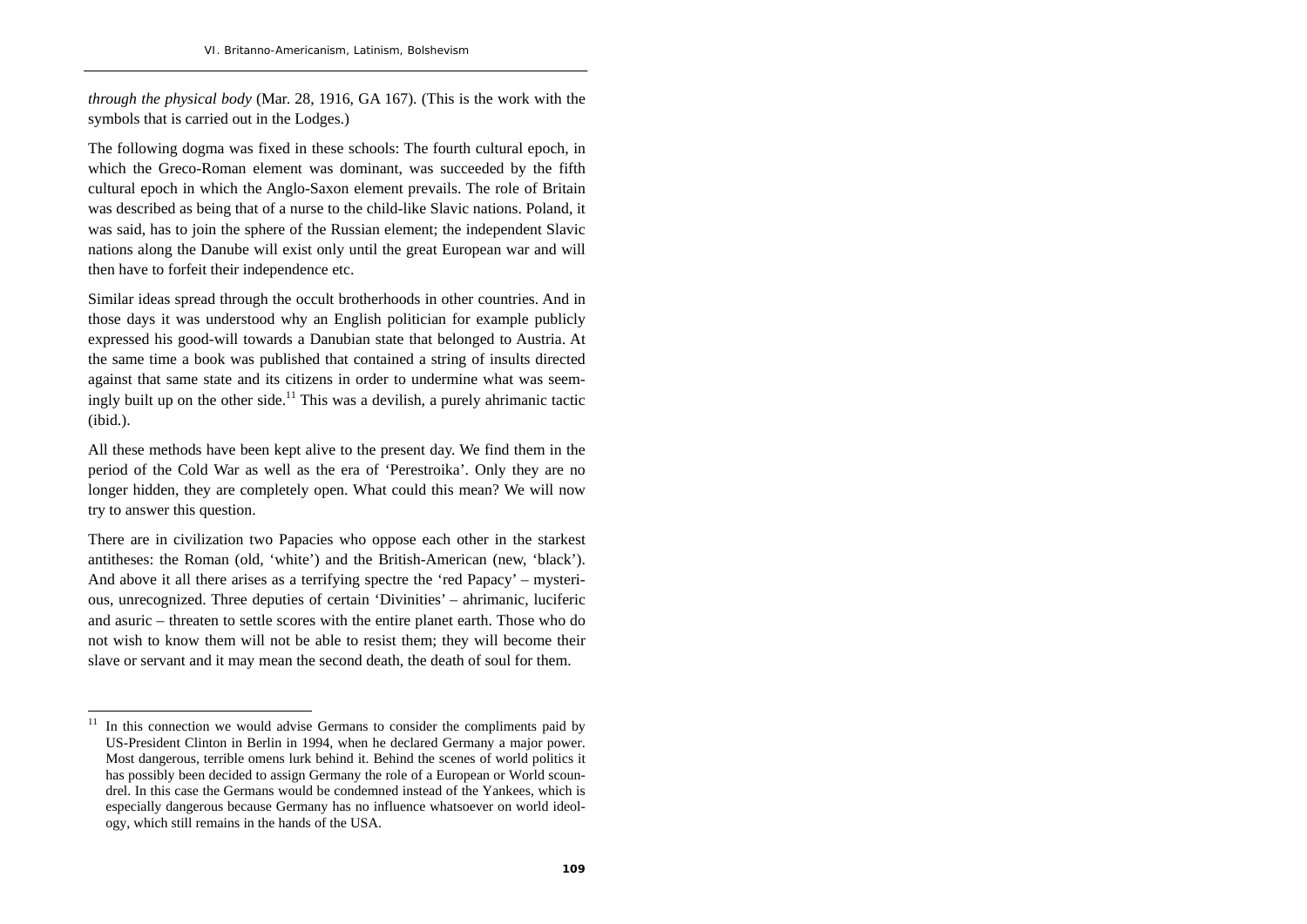*through the physical body* (Mar. 28, 1916, GA 167). (This is the work with the symbols that is carried out in the Lodges.)

The following dogma was fixed in these schools: The fourth cultural epoch, in which the Greco-Roman element was dominant, was succeeded by the fifth cultural epoch in which the Anglo-Saxon element prevails. The role of Britain was described as being that of a nurse to the child-like Slavic nations. Poland, it was said, has to join the sphere of the Russian element; the independent Slavic nations along the Danube will exist only until the great European war and will then have to forfeit their independence etc.

Similar ideas spread through the occult brotherhoods in other countries. And in those days it was understood why an English politician for example publicly expressed his good-will towards a Danubian state that belonged to Austria. At the same time a book was published that contained a string of insults directed against that same state and its citizens in order to undermine what was seemingly built up on the other side.[11] This was a devilish, a purely ahrimanic tactic (ibid.).

All these methods have been kept alive to the present day. We find them in the period of the Cold War as well as the era of 'Perestroika'. Only they are no longer hidden, they are completely open. What could this mean? We will now try to answer this question.

There are in civilization two Papacies who oppose each other in the starkest antitheses: the Roman (old, 'white') and the British-American (new, 'black'). And above it all there arises as a terrifying spectre the 'red Papacy' – mysterious, unrecognized. Three deputies of certain 'Divinities' – ahrimanic, luciferic and asuric – threaten to settle scores with the entire planet earth. Those who do not wish to know them will not be able to resist them; they will become their slave or servant and it may mean the second death, the death of soul for them.

[11] In this connection we would advise Germans to consider the compliments paid by US-President Clinton in Berlin in 1994, when he declared Germany a major power. Most dangerous, terrible omens lurk behind it. Behind the scenes of world politics it has possibly been decided to assign Germany the role of a European or World scoundrel. In this case the Germans would be condemned instead of the Yankees, which is especially dangerous because Germany has no influence whatsoever on world ideology, which still remains in the hands of the USA.